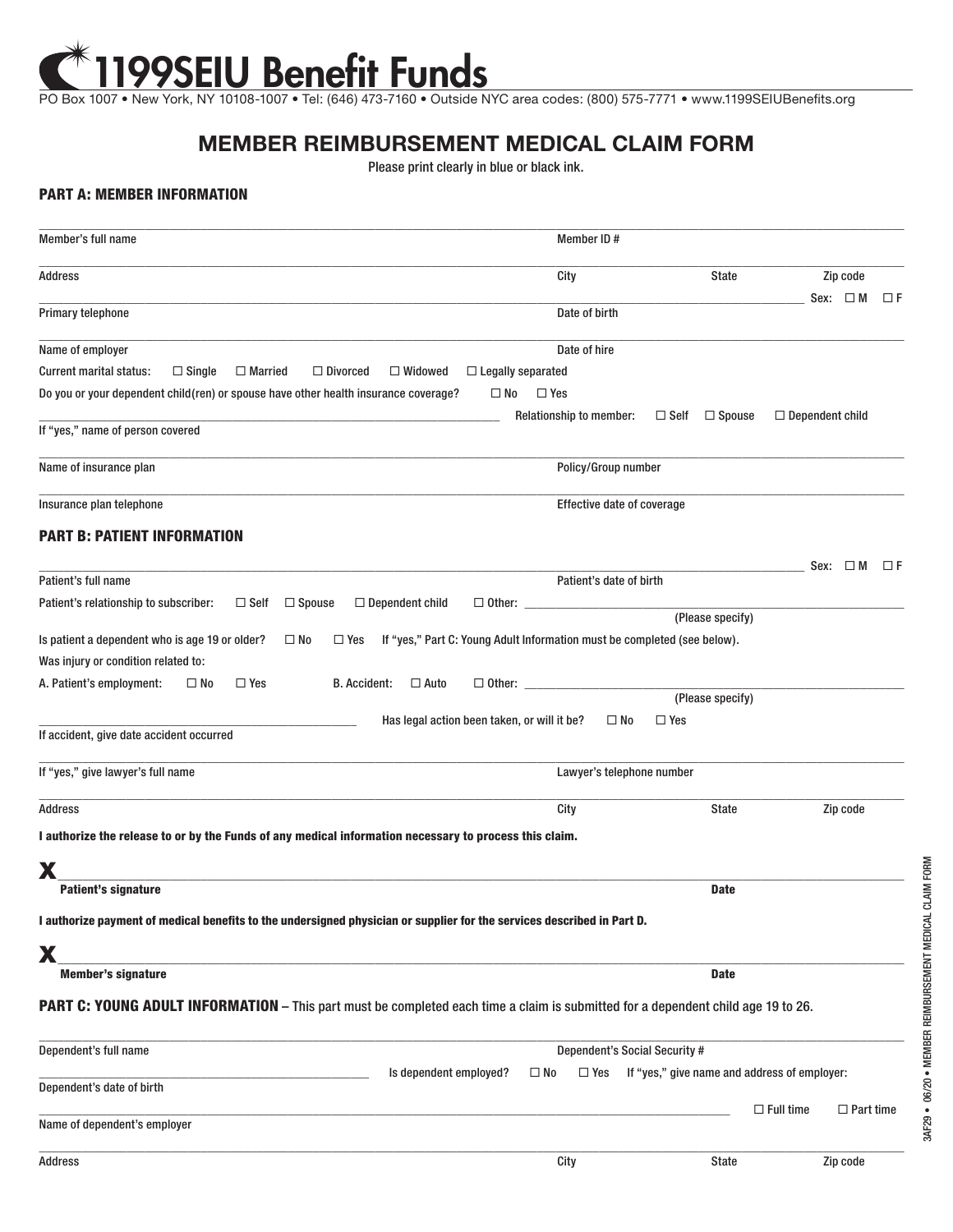# 1199SEIU Benefit Funds

PO Box 1007 • New York, NY 10108-1007 • Tel: (646) 473-7160 • Outside NYC area codes: (800) 575-7771 • www.1199SEIUBenefits.org

## MEMBER REIMBURSEMENT MEDICAL CLAIM FORM

Please print clearly in blue or black ink.

### PART A: MEMBER INFORMATION

Member's full name ____________________ Member ID # ____________________

Address ____________________ City ____________________ State ____________________ Zip code ____________________

Primary telephone ____________________ Date of birth ____________________ Sex: ☐ M ☐ F

Name of employer ____________________ Date of hire ____________________

Current marital status: ☐ Single ☐ Married ☐ Divorced ☐ Widowed ☐ Legally separated

Do you or your dependent child(ren) or spouse have other health insurance coverage? ☐ No ☐ Yes

If "yes," name of person covered ____________________ Relationship to member: ☐ Self ☐ Spouse ☐ Dependent child

Name of insurance plan ____________________ Policy/Group number ____________________

Insurance plan telephone ____________________ Effective date of coverage ____________________

### PART B: PATIENT INFORMATION

Patient's full name ____________________ Patient's date of birth ____________________ Sex: ☐ M ☐ F

Patient's relationship to subscriber: ☐ Self ☐ Spouse ☐ Dependent child ☐ Other: ____________________ (Please specify)

Is patient a dependent who is age 19 or older? ☐ No ☐ Yes If "yes," Part C: Young Adult Information must be completed (see below).

Was injury or condition related to:

A. Patient's employment: ☐ No ☐ Yes B. Accident: ☐ Auto ☐ Other: ____________________ (Please specify)

If accident, give date accident occurred ____________________ Has legal action been taken, or will it be? ☐ No ☐ Yes

If "yes," give lawyer's full name ____________________ Lawyer's telephone number ____________________

Address ____________________ City ____________________ State ____________________ Zip code ____________________

**I authorize the release to or by the Funds of any medical information necessary to process this claim.**

**X** ____________________

**Patient's signature** **Date**

**I authorize payment of medical benefits to the undersigned physician or supplier for the services described in Part D.**

**X** ____________________

**Member's signature** **Date**

### PART C: YOUNG ADULT INFORMATION – This part must be completed each time a claim is submitted for a dependent child age 19 to 26.

Dependent's full name ____________________ Dependent's Social Security # ____________________

Dependent's date of birth ____________________ Is dependent employed? ☐ No ☐ Yes If "yes," give name and address of employer:

Name of dependent's employer ____________________ ☐ Full time ☐ Part time

Address ____________________ City ____________________ State ____________________ Zip code ____________________

3AF29 • 06/20 • MEMBER REIMBURSEMENT MEDICAL CLAIM FORM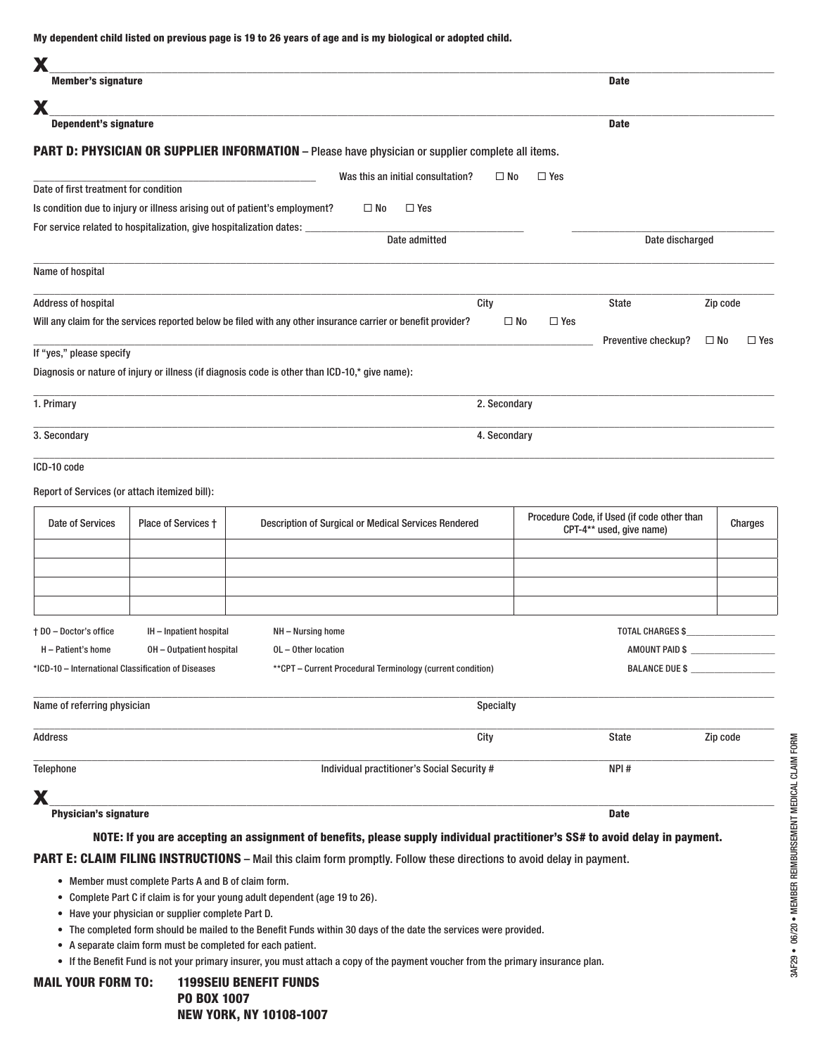**My dependent child listed on previous page is 19 to 26 years of age and is my biological or adopted child.**

**X**______________________________________________________________________________

**Member's signature** **Date**

**X**______________________________________________________________________________

**Dependent's signature** **Date**

## PART D: PHYSICIAN OR SUPPLIER INFORMATION – Please have physician or supplier complete all items.

______________________________ Was this an initial consultation? ☐ No ☐ Yes

Date of first treatment for condition

Is condition due to injury or illness arising out of patient's employment? ☐ No ☐ Yes

For service related to hospitalization, give hospitalization dates: ______________________ ______________________

Date admitted Date discharged

______________________________________________________________________________

Name of hospital

______________________________________________________________________________

Address of hospital City State Zip code

Will any claim for the services reported below be filed with any other insurance carrier or benefit provider? ☐ No ☐ Yes

______________________________________________________________________________ Preventive checkup? ☐ No ☐ Yes

If "yes," please specify

Diagnosis or nature of injury or illness (if diagnosis code is other than ICD-10,* give name):

______________________________________________________________________________

1. Primary 2. Secondary

______________________________________________________________________________

3. Secondary 4. Secondary

______________________________________________________________________________

ICD-10 code

Report of Services (or attach itemized bill):

| Date of Services | Place of Services † | Description of Surgical or Medical Services Rendered | Procedure Code, if Used (if code other than CPT-4** used, give name) | Charges |
|---|---|---|---|---|
| | | | | |
| | | | | |
| | | | | |
| | | | | |

† DO – Doctor's office IH – Inpatient hospital NH – Nursing home

H – Patient's home OH – Outpatient hospital OL – Other location

*ICD-10 – International Classification of Diseases

**CPT – Current Procedural Terminology (current condition)

TOTAL CHARGES $__________

AMOUNT PAID $ __________

BALANCE DUE $ __________

______________________________________________________________________________

Name of referring physician Specialty

______________________________________________________________________________

Address City State Zip code

______________________________________________________________________________

Telephone Individual practitioner's Social Security # NPI #

**X**______________________________________________________________________________

**Physician's signature** **Date**

**NOTE: If you are accepting an assignment of benefits, please supply individual practitioner's SS# to avoid delay in payment.**

## PART E: CLAIM FILING INSTRUCTIONS – Mail this claim form promptly. Follow these directions to avoid delay in payment.

- Member must complete Parts A and B of claim form.
- Complete Part C if claim is for your young adult dependent (age 19 to 26).
- Have your physician or supplier complete Part D.
- The completed form should be mailed to the Benefit Funds within 30 days of the date the services were provided.
- A separate claim form must be completed for each patient.
- If the Benefit Fund is not your primary insurer, you must attach a copy of the payment voucher from the primary insurance plan.

**MAIL YOUR FORM TO:** **1199SEIU BENEFIT FUNDS**
**PO BOX 1007**
**NEW YORK, NY 10108-1007**

3AF29 • 06/20 • MEMBER REIMBURSEMENT MEDICAL CLAIM FORM